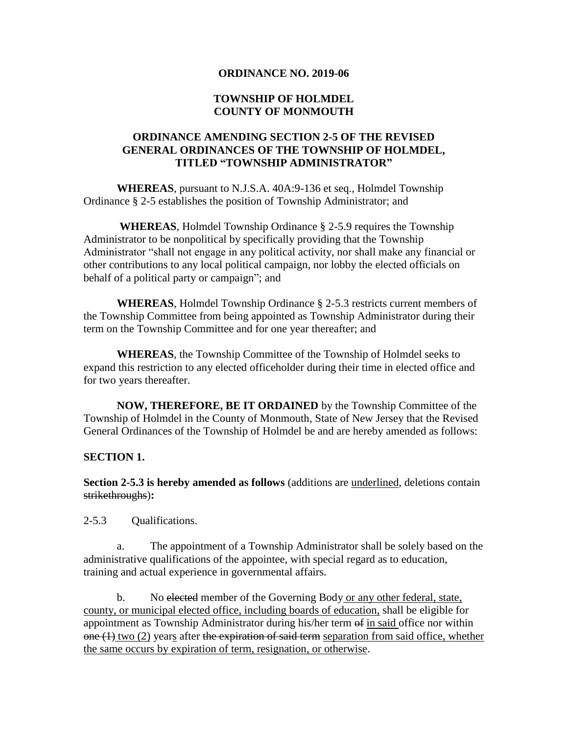**ORDINANCE NO. 2019-06**

**TOWNSHIP OF HOLMDEL**
**COUNTY OF MONMOUTH**

**ORDINANCE AMENDING SECTION 2-5 OF THE REVISED GENERAL ORDINANCES OF THE TOWNSHIP OF HOLMDEL, TITLED "TOWNSHIP ADMINISTRATOR"**

**WHEREAS**, pursuant to N.J.S.A. 40A:9-136 et seq., Holmdel Township Ordinance § 2-5 establishes the position of Township Administrator; and

**WHEREAS**, Holmdel Township Ordinance § 2-5.9 requires the Township Administrator to be nonpolitical by specifically providing that the Township Administrator "shall not engage in any political activity, nor shall make any financial or other contributions to any local political campaign, nor lobby the elected officials on behalf of a political party or campaign"; and

**WHEREAS**, Holmdel Township Ordinance § 2-5.3 restricts current members of the Township Committee from being appointed as Township Administrator during their term on the Township Committee and for one year thereafter; and

**WHEREAS**, the Township Committee of the Township of Holmdel seeks to expand this restriction to any elected officeholder during their time in elected office and for two years thereafter.

**NOW, THEREFORE, BE IT ORDAINED** by the Township Committee of the Township of Holmdel in the County of Monmouth, State of New Jersey that the Revised General Ordinances of the Township of Holmdel be and are hereby amended as follows:

**SECTION 1.**

**Section 2-5.3 is hereby amended as follows** (additions are <u>underlined</u>, deletions contain ~~strikethroughs~~)**:**

2-5.3 Qualifications.

a. The appointment of a Township Administrator shall be solely based on the administrative qualifications of the appointee, with special regard as to education, training and actual experience in governmental affairs.

b. No ~~elected~~ member of the Governing Body<u> or any other federal, state, county, or municipal elected office, including boards of education,</u> shall be eligible for appointment as Township Administrator during his/her term ~~of~~ <u>in said </u>office nor within ~~one (1)~~ <u>two (2)</u> year<u>s</u> after ~~the expiration of said term~~ <u>separation from said office, whether the same occurs by expiration of term, resignation, or otherwise</u>.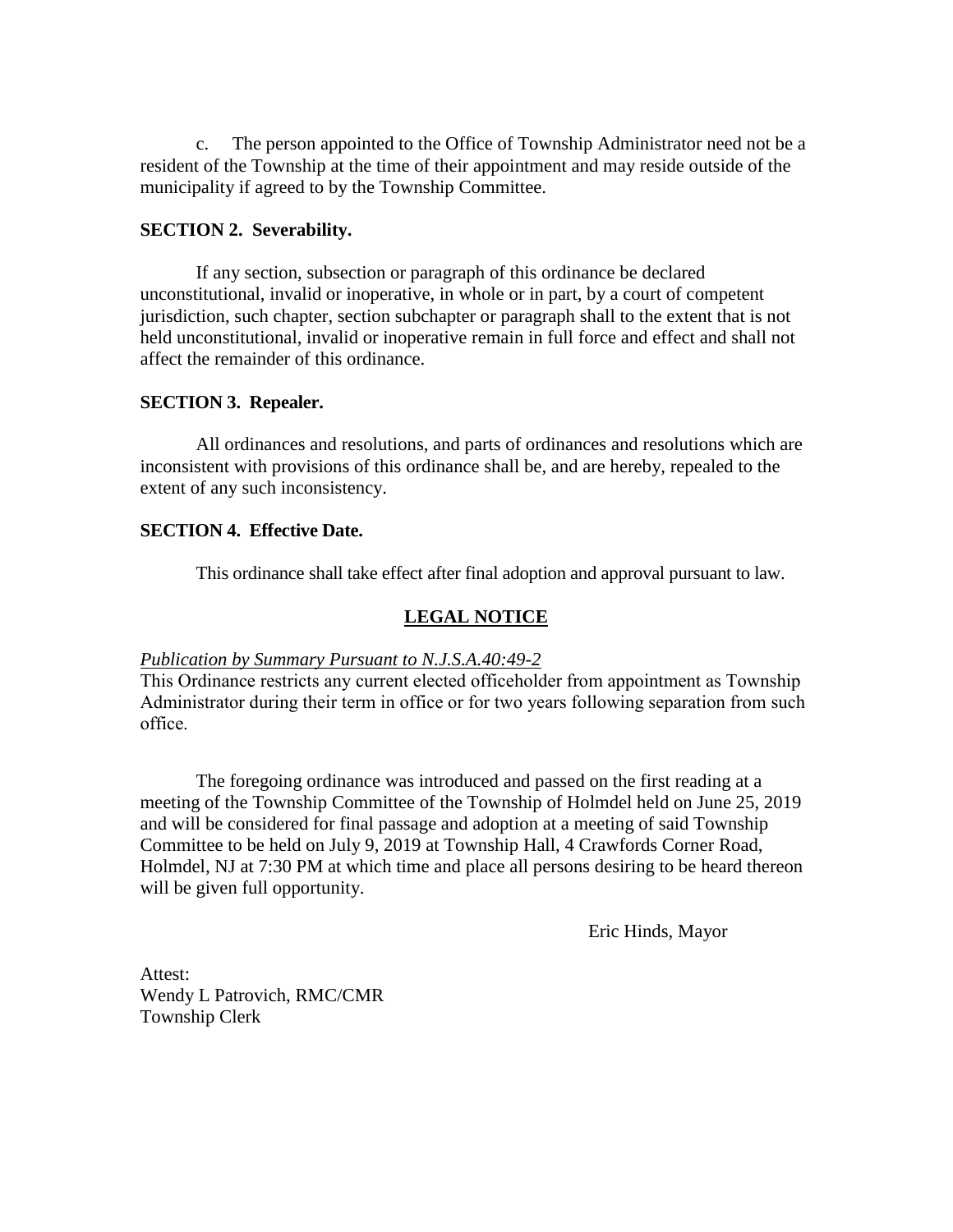c. The person appointed to the Office of Township Administrator need not be a resident of the Township at the time of their appointment and may reside outside of the municipality if agreed to by the Township Committee.

**SECTION 2. Severability.**

If any section, subsection or paragraph of this ordinance be declared unconstitutional, invalid or inoperative, in whole or in part, by a court of competent jurisdiction, such chapter, section subchapter or paragraph shall to the extent that is not held unconstitutional, invalid or inoperative remain in full force and effect and shall not affect the remainder of this ordinance.

**SECTION 3. Repealer.**

All ordinances and resolutions, and parts of ordinances and resolutions which are inconsistent with provisions of this ordinance shall be, and are hereby, repealed to the extent of any such inconsistency.

**SECTION 4. Effective Date.**

This ordinance shall take effect after final adoption and approval pursuant to law.

## LEGAL NOTICE

*Publication by Summary Pursuant to N.J.S.A.40:49-2*

This Ordinance restricts any current elected officeholder from appointment as Township Administrator during their term in office or for two years following separation from such office.

The foregoing ordinance was introduced and passed on the first reading at a meeting of the Township Committee of the Township of Holmdel held on June 25, 2019 and will be considered for final passage and adoption at a meeting of said Township Committee to be held on July 9, 2019 at Township Hall, 4 Crawfords Corner Road, Holmdel, NJ at 7:30 PM at which time and place all persons desiring to be heard thereon will be given full opportunity.

Eric Hinds, Mayor

Attest:
Wendy L Patrovich, RMC/CMR
Township Clerk